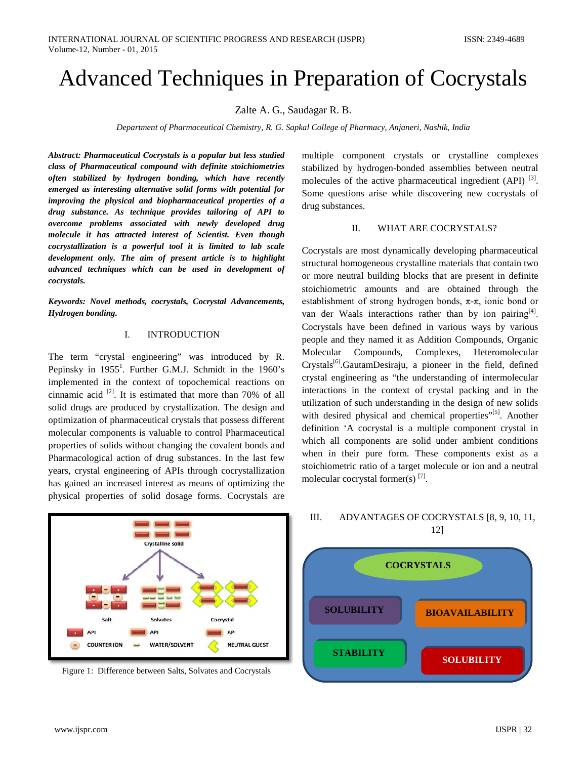# Advanced Techniques in Preparation of Cocrystals

Zalte A. G., Saudagar R. B.

*Department of Pharmaceutical Chemistry, R. G. Sapkal College of Pharmacy, Anjaneri, Nashik, India*

***Abstract: Pharmaceutical Cocrystals is a popular but less studied class of Pharmaceutical compound with definite stoichiometries often stabilized by hydrogen bonding, which have recently emerged as interesting alternative solid forms with potential for improving the physical and biopharmaceutical properties of a drug substance. As technique provides tailoring of API to overcome problems associated with newly developed drug molecule it has attracted interest of Scientist. Even though cocrystallization is a powerful tool it is limited to lab scale development only. The aim of present article is to highlight advanced techniques which can be used in development of cocrystals.***

***Keywords: Novel methods, cocrystals, Cocrystal Advancements, Hydrogen bonding.***

## I. INTRODUCTION

The term "crystal engineering" was introduced by R. Pepinsky in 1955[1]. Further G.M.J. Schmidt in the 1960's implemented in the context of topochemical reactions on cinnamic acid [2]. It is estimated that more than 70% of all solid drugs are produced by crystallization. The design and optimization of pharmaceutical crystals that possess different molecular components is valuable to control Pharmaceutical properties of solids without changing the covalent bonds and Pharmacological action of drug substances. In the last few years, crystal engineering of APIs through cocrystallization has gained an increased interest as means of optimizing the physical properties of solid dosage forms. Cocrystals are multiple component crystals or crystalline complexes stabilized by hydrogen-bonded assemblies between neutral molecules of the active pharmaceutical ingredient (API) [3]. Some questions arise while discovering new cocrystals of drug substances.

Figure 1: Difference between Salts, Solvates and Cocrystals

## II. WHAT ARE COCRYSTALS?

Cocrystals are most dynamically developing pharmaceutical structural homogeneous crystalline materials that contain two or more neutral building blocks that are present in definite stoichiometric amounts and are obtained through the establishment of strong hydrogen bonds, π-π, ionic bond or van der Waals interactions rather than by ion pairing[4]. Cocrystals have been defined in various ways by various people and they named it as Addition Compounds, Organic Molecular Compounds, Complexes, Heteromolecular Crystals[6].GautamDesiraju, a pioneer in the field, defined crystal engineering as "the understanding of intermolecular interactions in the context of crystal packing and in the utilization of such understanding in the design of new solids with desired physical and chemical properties"[5]. Another definition 'A cocrystal is a multiple component crystal in which all components are solid under ambient conditions when in their pure form. These components exist as a stoichiometric ratio of a target molecule or ion and a neutral molecular cocrystal former(s) [7].

## III. ADVANTAGES OF COCRYSTALS [8, 9, 10, 11, 12]

- COCRYSTALS
  - SOLUBILITY
  - BIOAVAILABILITY
  - STABILITY
  - SOLUBILITY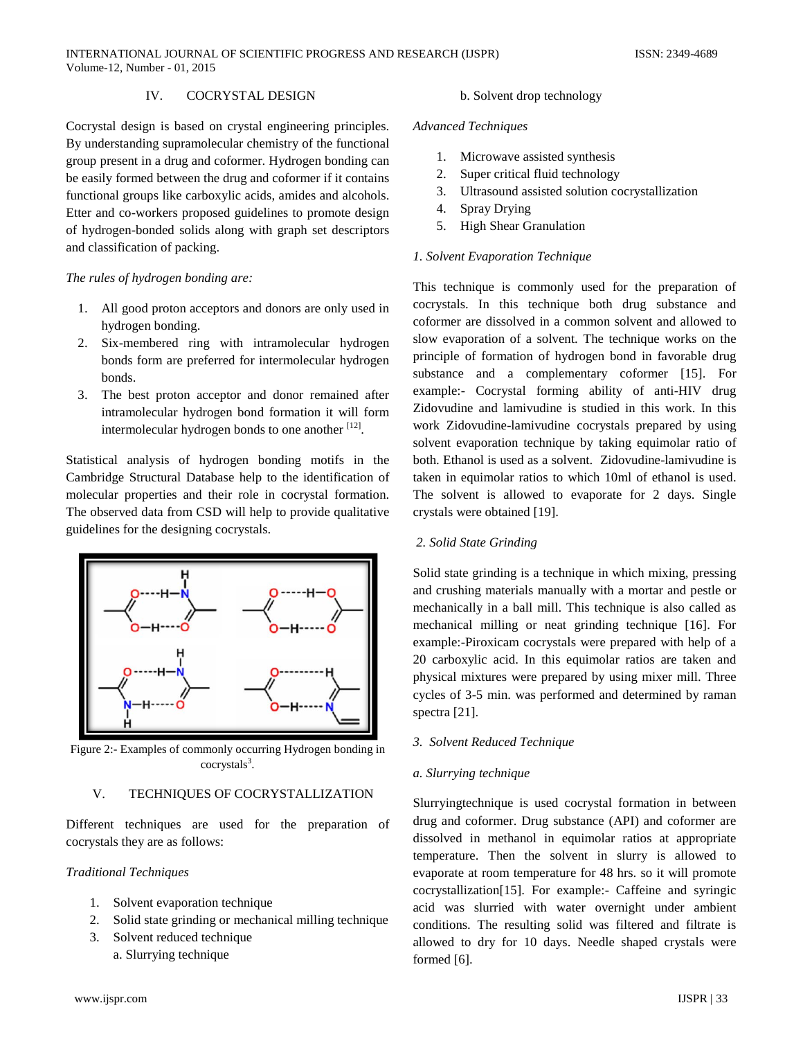## IV. COCRYSTAL DESIGN

Cocrystal design is based on crystal engineering principles. By understanding supramolecular chemistry of the functional group present in a drug and coformer. Hydrogen bonding can be easily formed between the drug and coformer if it contains functional groups like carboxylic acids, amides and alcohols. Etter and co-workers proposed guidelines to promote design of hydrogen-bonded solids along with graph set descriptors and classification of packing.

*The rules of hydrogen bonding are:*

1. All good proton acceptors and donors are only used in hydrogen bonding.
2. Six-membered ring with intramolecular hydrogen bonds form are preferred for intermolecular hydrogen bonds.
3. The best proton acceptor and donor remained after intramolecular hydrogen bond formation it will form intermolecular hydrogen bonds to one another [12].

Statistical analysis of hydrogen bonding motifs in the Cambridge Structural Database help to the identification of molecular properties and their role in cocrystal formation. The observed data from CSD will help to provide qualitative guidelines for the designing cocrystals.

Figure 2:- Examples of commonly occurring Hydrogen bonding in cocrystals[3].

## V. TECHNIQUES OF COCRYSTALLIZATION

Different techniques are used for the preparation of cocrystals they are as follows:

*Traditional Techniques*

1. Solvent evaporation technique
2. Solid state grinding or mechanical milling technique
3. Solvent reduced technique
   a. Slurrying technique
   b. Solvent drop technology

*Advanced Techniques*

1. Microwave assisted synthesis
2. Super critical fluid technology
3. Ultrasound assisted solution cocrystallization
4. Spray Drying
5. High Shear Granulation

*1. Solvent Evaporation Technique*

This technique is commonly used for the preparation of cocrystals. In this technique both drug substance and coformer are dissolved in a common solvent and allowed to slow evaporation of a solvent. The technique works on the principle of formation of hydrogen bond in favorable drug substance and a complementary coformer [15]. For example:- Cocrystal forming ability of anti-HIV drug Zidovudine and lamivudine is studied in this work. In this work Zidovudine-lamivudine cocrystals prepared by using solvent evaporation technique by taking equimolar ratio of both. Ethanol is used as a solvent. Zidovudine-lamivudine is taken in equimolar ratios to which 10ml of ethanol is used. The solvent is allowed to evaporate for 2 days. Single crystals were obtained [19].

*2. Solid State Grinding*

Solid state grinding is a technique in which mixing, pressing and crushing materials manually with a mortar and pestle or mechanically in a ball mill. This technique is also called as mechanical milling or neat grinding technique [16]. For example:-Piroxicam cocrystals were prepared with help of a 20 carboxylic acid. In this equimolar ratios are taken and physical mixtures were prepared by using mixer mill. Three cycles of 3-5 min. was performed and determined by raman spectra [21].

*3. Solvent Reduced Technique*

*a. Slurrying technique*

Slurryingtechnique is used cocrystal formation in between drug and coformer. Drug substance (API) and coformer are dissolved in methanol in equimolar ratios at appropriate temperature. Then the solvent in slurry is allowed to evaporate at room temperature for 48 hrs. so it will promote cocrystallization[15]. For example:- Caffeine and syringic acid was slurried with water overnight under ambient conditions. The resulting solid was filtered and filtrate is allowed to dry for 10 days. Needle shaped crystals were formed [6].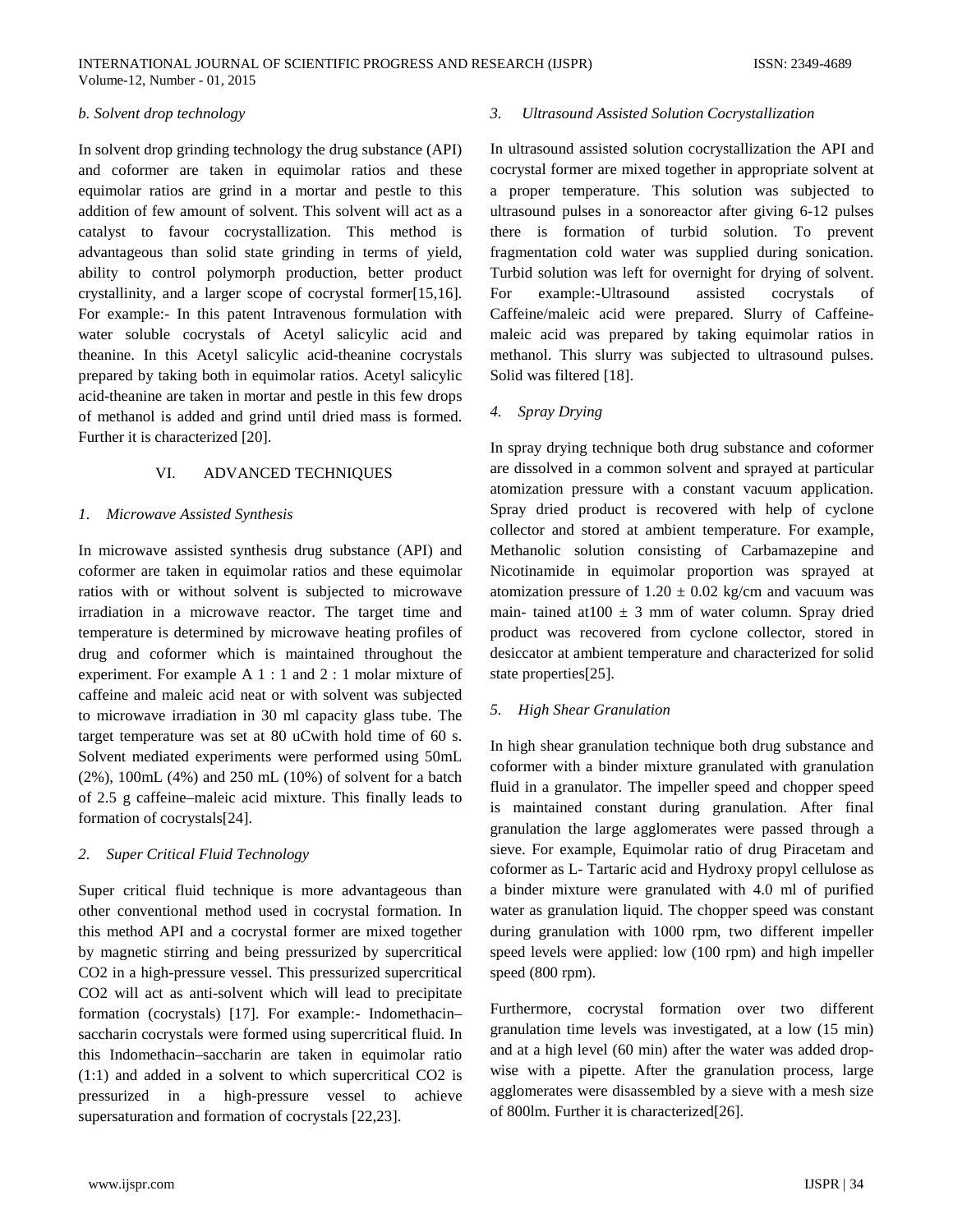*b. Solvent drop technology*

In solvent drop grinding technology the drug substance (API) and coformer are taken in equimolar ratios and these equimolar ratios are grind in a mortar and pestle to this addition of few amount of solvent. This solvent will act as a catalyst to favour cocrystallization. This method is advantageous than solid state grinding in terms of yield, ability to control polymorph production, better product crystallinity, and a larger scope of cocrystal former[15,16]. For example:- In this patent Intravenous formulation with water soluble cocrystals of Acetyl salicylic acid and theanine. In this Acetyl salicylic acid-theanine cocrystals prepared by taking both in equimolar ratios. Acetyl salicylic acid-theanine are taken in mortar and pestle in this few drops of methanol is added and grind until dried mass is formed. Further it is characterized [20].

## VI. ADVANCED TECHNIQUES

*1. Microwave Assisted Synthesis*

In microwave assisted synthesis drug substance (API) and coformer are taken in equimolar ratios and these equimolar ratios with or without solvent is subjected to microwave irradiation in a microwave reactor. The target time and temperature is determined by microwave heating profiles of drug and coformer which is maintained throughout the experiment. For example A 1 : 1 and 2 : 1 molar mixture of caffeine and maleic acid neat or with solvent was subjected to microwave irradiation in 30 ml capacity glass tube. The target temperature was set at 80 uCwith hold time of 60 s. Solvent mediated experiments were performed using 50mL (2%), 100mL (4%) and 250 mL (10%) of solvent for a batch of 2.5 g caffeine–maleic acid mixture. This finally leads to formation of cocrystals[24].

*2. Super Critical Fluid Technology*

Super critical fluid technique is more advantageous than other conventional method used in cocrystal formation. In this method API and a cocrystal former are mixed together by magnetic stirring and being pressurized by supercritical CO2 in a high-pressure vessel. This pressurized supercritical CO2 will act as anti-solvent which will lead to precipitate formation (cocrystals) [17]. For example:- Indomethacin–saccharin cocrystals were formed using supercritical fluid. In this Indomethacin–saccharin are taken in equimolar ratio (1:1) and added in a solvent to which supercritical CO2 is pressurized in a high-pressure vessel to achieve supersaturation and formation of cocrystals [22,23].

*3. Ultrasound Assisted Solution Cocrystallization*

In ultrasound assisted solution cocrystallization the API and cocrystal former are mixed together in appropriate solvent at a proper temperature. This solution was subjected to ultrasound pulses in a sonoreactor after giving 6-12 pulses there is formation of turbid solution. To prevent fragmentation cold water was supplied during sonication. Turbid solution was left for overnight for drying of solvent. For example:-Ultrasound assisted cocrystals of Caffeine/maleic acid were prepared. Slurry of Caffeine-maleic acid was prepared by taking equimolar ratios in methanol. This slurry was subjected to ultrasound pulses. Solid was filtered [18].

*4. Spray Drying*

In spray drying technique both drug substance and coformer are dissolved in a common solvent and sprayed at particular atomization pressure with a constant vacuum application. Spray dried product is recovered with help of cyclone collector and stored at ambient temperature. For example, Methanolic solution consisting of Carbamazepine and Nicotinamide in equimolar proportion was sprayed at atomization pressure of 1.20 ± 0.02 kg/cm and vacuum was main- tained at100 ± 3 mm of water column. Spray dried product was recovered from cyclone collector, stored in desiccator at ambient temperature and characterized for solid state properties[25].

*5. High Shear Granulation*

In high shear granulation technique both drug substance and coformer with a binder mixture granulated with granulation fluid in a granulator. The impeller speed and chopper speed is maintained constant during granulation. After final granulation the large agglomerates were passed through a sieve. For example, Equimolar ratio of drug Piracetam and coformer as L- Tartaric acid and Hydroxy propyl cellulose as a binder mixture were granulated with 4.0 ml of purified water as granulation liquid. The chopper speed was constant during granulation with 1000 rpm, two different impeller speed levels were applied: low (100 rpm) and high impeller speed (800 rpm).

Furthermore, cocrystal formation over two different granulation time levels was investigated, at a low (15 min) and at a high level (60 min) after the water was added drop-wise with a pipette. After the granulation process, large agglomerates were disassembled by a sieve with a mesh size of 800lm. Further it is characterized[26].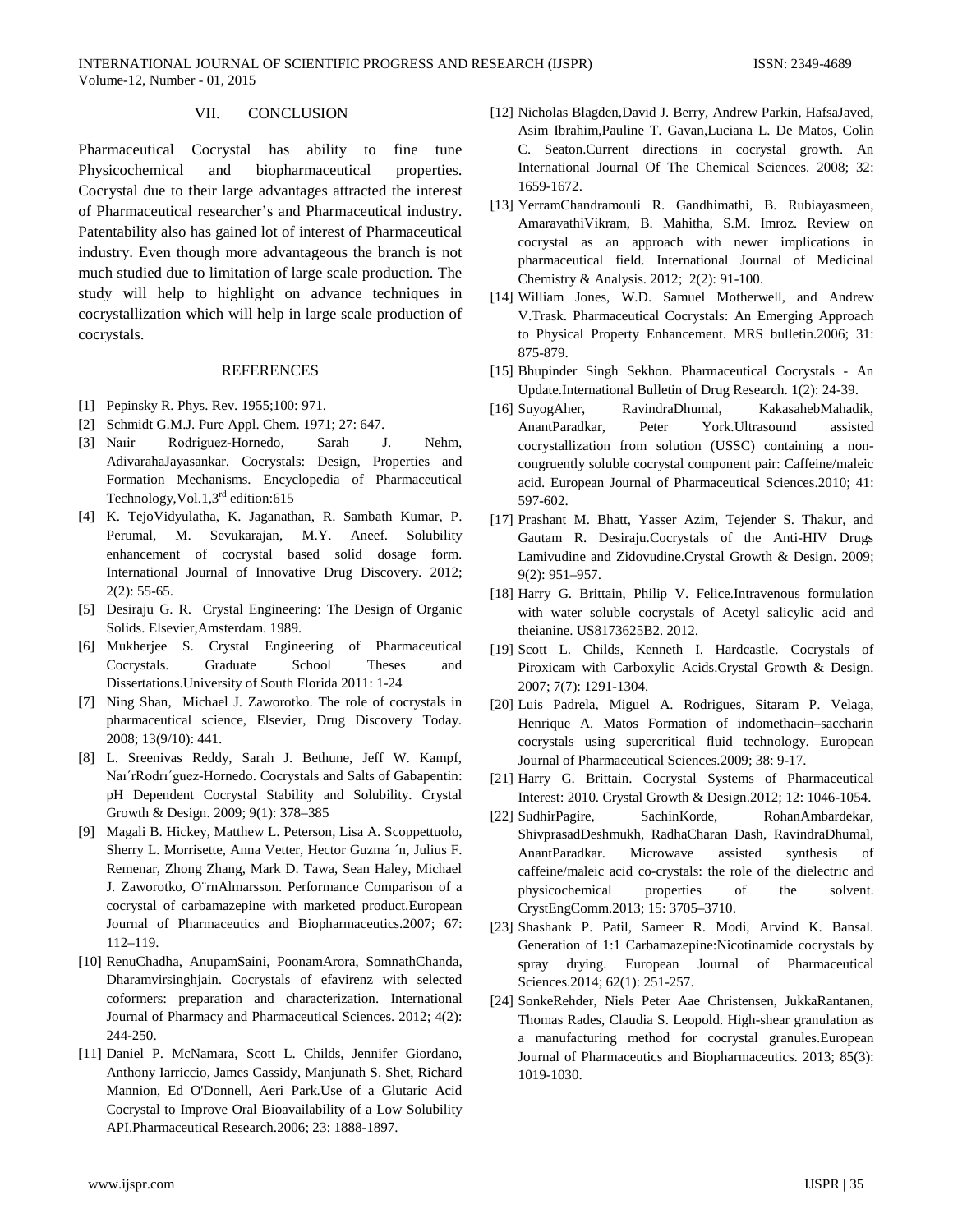## VII. CONCLUSION

Pharmaceutical Cocrystal has ability to fine tune Physicochemical and biopharmaceutical properties. Cocrystal due to their large advantages attracted the interest of Pharmaceutical researcher's and Pharmaceutical industry. Patentability also has gained lot of interest of Pharmaceutical industry. Even though more advantageous the branch is not much studied due to limitation of large scale production. The study will help to highlight on advance techniques in cocrystallization which will help in large scale production of cocrystals.

## REFERENCES

[1] Pepinsky R. Phys. Rev. 1955;100: 971.

[2] Schmidt G.M.J. Pure Appl. Chem. 1971; 27: 647.

[3] Naıır Rodriguez-Hornedo, Sarah J. Nehm, AdivarahaJayasankar. Cocrystals: Design, Properties and Formation Mechanisms. Encyclopedia of Pharmaceutical Technology,Vol.1,3rd edition:615

[4] K. TejoVidyulatha, K. Jaganathan, R. Sambath Kumar, P. Perumal, M. Sevukarajan, M.Y. Aneef. Solubility enhancement of cocrystal based solid dosage form. International Journal of Innovative Drug Discovery. 2012; 2(2): 55-65.

[5] Desiraju G. R. Crystal Engineering: The Design of Organic Solids. Elsevier,Amsterdam. 1989.

[6] Mukherjee S. Crystal Engineering of Pharmaceutical Cocrystals. Graduate School Theses and Dissertations.University of South Florida 2011: 1-24

[7] Ning Shan, Michael J. Zaworotko. The role of cocrystals in pharmaceutical science, Elsevier, Drug Discovery Today. 2008; 13(9/10): 441.

[8] L. Sreenivas Reddy, Sarah J. Bethune, Jeff W. Kampf, Naı´rRodrı´guez-Hornedo. Cocrystals and Salts of Gabapentin: pH Dependent Cocrystal Stability and Solubility. Crystal Growth & Design. 2009; 9(1): 378–385

[9] Magali B. Hickey, Matthew L. Peterson, Lisa A. Scoppettuolo, Sherry L. Morrisette, Anna Vetter, Hector Guzma ´n, Julius F. Remenar, Zhong Zhang, Mark D. Tawa, Sean Haley, Michael J. Zaworotko, O¨rnAlmarsson. Performance Comparison of a cocrystal of carbamazepine with marketed product.European Journal of Pharmaceutics and Biopharmaceutics.2007; 67: 112–119.

[10] RenuChadha, AnupamSaini, PoonamArora, SomnathChanda, Dharamvirsinghjain. Cocrystals of efavirenz with selected coformers: preparation and characterization. International Journal of Pharmacy and Pharmaceutical Sciences. 2012; 4(2): 244-250.

[11] Daniel P. McNamara, Scott L. Childs, Jennifer Giordano, Anthony Iarriccio, James Cassidy, Manjunath S. Shet, Richard Mannion, Ed O'Donnell, Aeri Park.Use of a Glutaric Acid Cocrystal to Improve Oral Bioavailability of a Low Solubility API.Pharmaceutical Research.2006; 23: 1888-1897.

[12] Nicholas Blagden,David J. Berry, Andrew Parkin, HafsaJaved, Asim Ibrahim,Pauline T. Gavan,Luciana L. De Matos, Colin C. Seaton.Current directions in cocrystal growth. An International Journal Of The Chemical Sciences. 2008; 32: 1659-1672.

[13] YerramChandramouli R. Gandhimathi, B. Rubiayasmeen, AmaravathiVikram, B. Mahitha, S.M. Imroz. Review on cocrystal as an approach with newer implications in pharmaceutical field. International Journal of Medicinal Chemistry & Analysis. 2012; 2(2): 91-100.

[14] William Jones, W.D. Samuel Motherwell, and Andrew V.Trask. Pharmaceutical Cocrystals: An Emerging Approach to Physical Property Enhancement. MRS bulletin.2006; 31: 875-879.

[15] Bhupinder Singh Sekhon. Pharmaceutical Cocrystals - An Update.International Bulletin of Drug Research. 1(2): 24-39.

[16] SuyogAher, RavindraDhumal, KakasahebMahadik, AnantParadkar, Peter York.Ultrasound assisted cocrystallization from solution (USSC) containing a non-congruently soluble cocrystal component pair: Caffeine/maleic acid. European Journal of Pharmaceutical Sciences.2010; 41: 597-602.

[17] Prashant M. Bhatt, Yasser Azim, Tejender S. Thakur, and Gautam R. Desiraju.Cocrystals of the Anti-HIV Drugs Lamivudine and Zidovudine.Crystal Growth & Design. 2009; 9(2): 951–957.

[18] Harry G. Brittain, Philip V. Felice.Intravenous formulation with water soluble cocrystals of Acetyl salicylic acid and theianine. US8173625B2. 2012.

[19] Scott L. Childs, Kenneth I. Hardcastle. Cocrystals of Piroxicam with Carboxylic Acids.Crystal Growth & Design. 2007; 7(7): 1291-1304.

[20] Luis Padrela, Miguel A. Rodrigues, Sitaram P. Velaga, Henrique A. Matos Formation of indomethacin–saccharin cocrystals using supercritical fluid technology. European Journal of Pharmaceutical Sciences.2009; 38: 9-17.

[21] Harry G. Brittain. Cocrystal Systems of Pharmaceutical Interest: 2010. Crystal Growth & Design.2012; 12: 1046-1054.

[22] SudhirPagire, SachinKorde, RohanAmbardekar, ShivprasadDeshmukh, RadhaCharan Dash, RavindraDhumal, AnantParadkar. Microwave assisted synthesis of caffeine/maleic acid co-crystals: the role of the dielectric and physicochemical properties of the solvent. CrystEngComm.2013; 15: 3705–3710.

[23] Shashank P. Patil, Sameer R. Modi, Arvind K. Bansal. Generation of 1:1 Carbamazepine:Nicotinamide cocrystals by spray drying. European Journal of Pharmaceutical Sciences.2014; 62(1): 251-257.

[24] SonkeRehder, Niels Peter Aae Christensen, JukkaRantanen, Thomas Rades, Claudia S. Leopold. High-shear granulation as a manufacturing method for cocrystal granules.European Journal of Pharmaceutics and Biopharmaceutics. 2013; 85(3): 1019-1030.